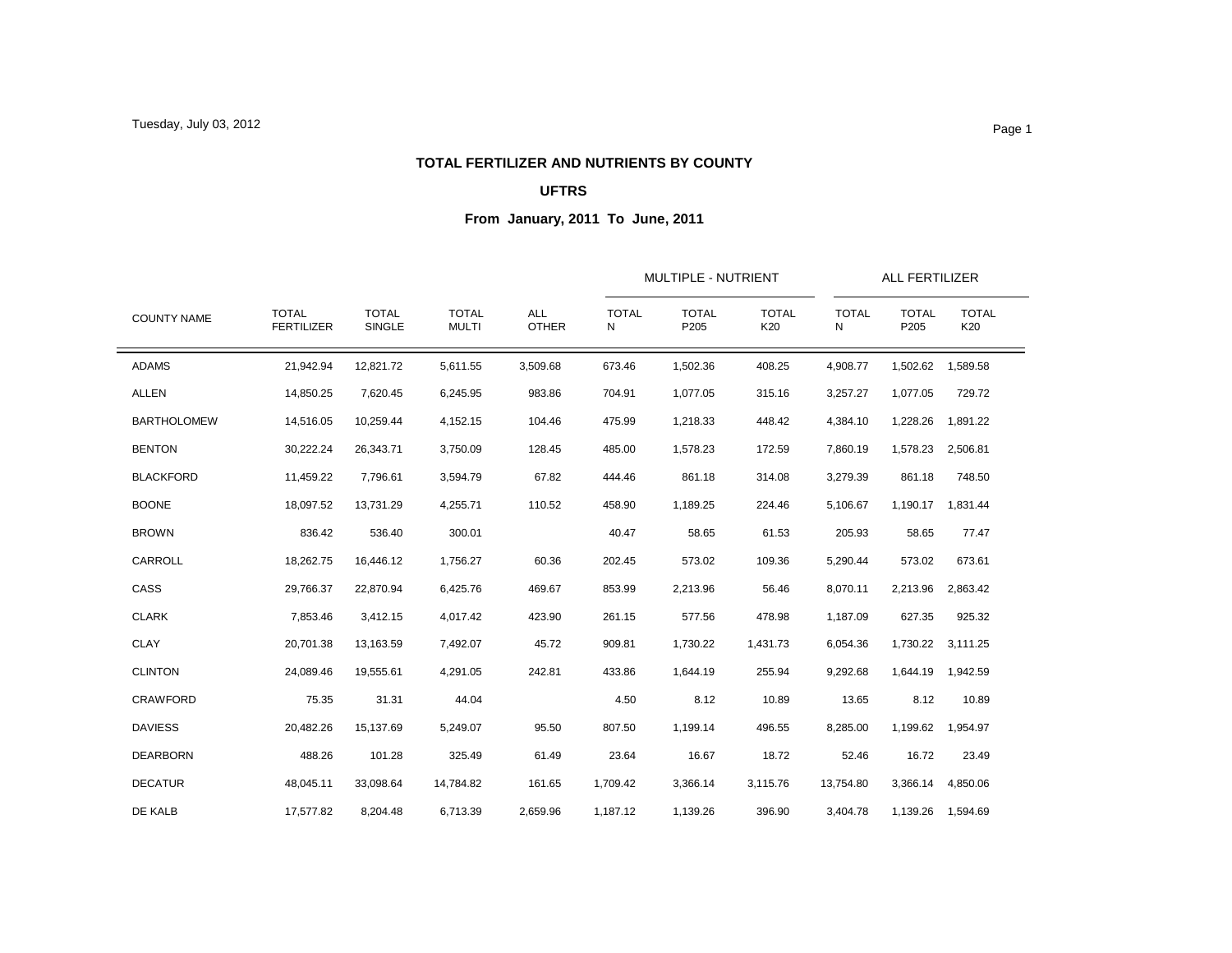Tuesday, July 03, 2012

## TOTAL FERTILIZER AND NUTRIENTS BY COUNTY

### UFTRS

### From January, 2011 To June, 2011

| | | | | | MULTIPLE - NUTRIENT | | | ALL FERTILIZER | | |
|---|---|---|---|---|---|---|---|---|---|---|
| COUNTY NAME | TOTAL FERTILIZER | TOTAL SINGLE | TOTAL MULTI | ALL OTHER | TOTAL N | TOTAL P205 | TOTAL K20 | TOTAL N | TOTAL P205 | TOTAL K20 |
| ADAMS | 21,942.94 | 12,821.72 | 5,611.55 | 3,509.68 | 673.46 | 1,502.36 | 408.25 | 4,908.77 | 1,502.62 | 1,589.58 |
| ALLEN | 14,850.25 | 7,620.45 | 6,245.95 | 983.86 | 704.91 | 1,077.05 | 315.16 | 3,257.27 | 1,077.05 | 729.72 |
| BARTHOLOMEW | 14,516.05 | 10,259.44 | 4,152.15 | 104.46 | 475.99 | 1,218.33 | 448.42 | 4,384.10 | 1,228.26 | 1,891.22 |
| BENTON | 30,222.24 | 26,343.71 | 3,750.09 | 128.45 | 485.00 | 1,578.23 | 172.59 | 7,860.19 | 1,578.23 | 2,506.81 |
| BLACKFORD | 11,459.22 | 7,796.61 | 3,594.79 | 67.82 | 444.46 | 861.18 | 314.08 | 3,279.39 | 861.18 | 748.50 |
| BOONE | 18,097.52 | 13,731.29 | 4,255.71 | 110.52 | 458.90 | 1,189.25 | 224.46 | 5,106.67 | 1,190.17 | 1,831.44 |
| BROWN | 836.42 | 536.40 | 300.01 | | 40.47 | 58.65 | 61.53 | 205.93 | 58.65 | 77.47 |
| CARROLL | 18,262.75 | 16,446.12 | 1,756.27 | 60.36 | 202.45 | 573.02 | 109.36 | 5,290.44 | 573.02 | 673.61 |
| CASS | 29,766.37 | 22,870.94 | 6,425.76 | 469.67 | 853.99 | 2,213.96 | 56.46 | 8,070.11 | 2,213.96 | 2,863.42 |
| CLARK | 7,853.46 | 3,412.15 | 4,017.42 | 423.90 | 261.15 | 577.56 | 478.98 | 1,187.09 | 627.35 | 925.32 |
| CLAY | 20,701.38 | 13,163.59 | 7,492.07 | 45.72 | 909.81 | 1,730.22 | 1,431.73 | 6,054.36 | 1,730.22 | 3,111.25 |
| CLINTON | 24,089.46 | 19,555.61 | 4,291.05 | 242.81 | 433.86 | 1,644.19 | 255.94 | 9,292.68 | 1,644.19 | 1,942.59 |
| CRAWFORD | 75.35 | 31.31 | 44.04 | | 4.50 | 8.12 | 10.89 | 13.65 | 8.12 | 10.89 |
| DAVIESS | 20,482.26 | 15,137.69 | 5,249.07 | 95.50 | 807.50 | 1,199.14 | 496.55 | 8,285.00 | 1,199.62 | 1,954.97 |
| DEARBORN | 488.26 | 101.28 | 325.49 | 61.49 | 23.64 | 16.67 | 18.72 | 52.46 | 16.72 | 23.49 |
| DECATUR | 48,045.11 | 33,098.64 | 14,784.82 | 161.65 | 1,709.42 | 3,366.14 | 3,115.76 | 13,754.80 | 3,366.14 | 4,850.06 |
| DE KALB | 17,577.82 | 8,204.48 | 6,713.39 | 2,659.96 | 1,187.12 | 1,139.26 | 396.90 | 3,404.78 | 1,139.26 | 1,594.69 |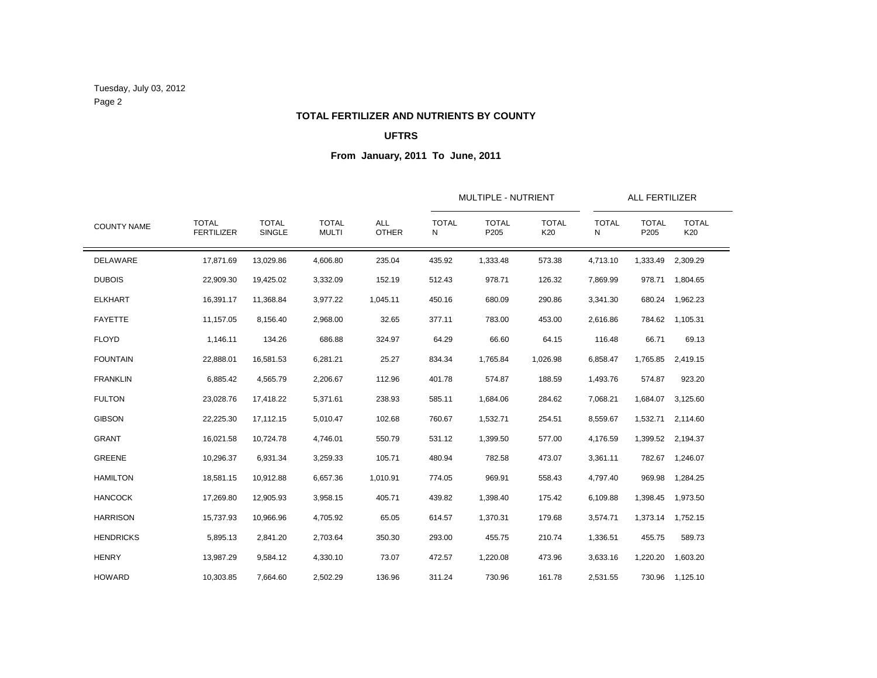Tuesday, July 03, 2012

## TOTAL FERTILIZER AND NUTRIENTS BY COUNTY

### UFTRS

### From January, 2011 To June, 2011

| COUNTY NAME | TOTAL FERTILIZER | TOTAL SINGLE | TOTAL MULTI | ALL OTHER | MULTIPLE - NUTRIENT | | | ALL FERTILIZER | | |
|---|---|---|---|---|---|---|---|---|---|---|
| | | | | | TOTAL N | TOTAL P205 | TOTAL K20 | TOTAL N | TOTAL P205 | TOTAL K20 |
| DELAWARE | 17,871.69 | 13,029.86 | 4,606.80 | 235.04 | 435.92 | 1,333.48 | 573.38 | 4,713.10 | 1,333.49 | 2,309.29 |
| DUBOIS | 22,909.30 | 19,425.02 | 3,332.09 | 152.19 | 512.43 | 978.71 | 126.32 | 7,869.99 | 978.71 | 1,804.65 |
| ELKHART | 16,391.17 | 11,368.84 | 3,977.22 | 1,045.11 | 450.16 | 680.09 | 290.86 | 3,341.30 | 680.24 | 1,962.23 |
| FAYETTE | 11,157.05 | 8,156.40 | 2,968.00 | 32.65 | 377.11 | 783.00 | 453.00 | 2,616.86 | 784.62 | 1,105.31 |
| FLOYD | 1,146.11 | 134.26 | 686.88 | 324.97 | 64.29 | 66.60 | 64.15 | 116.48 | 66.71 | 69.13 |
| FOUNTAIN | 22,888.01 | 16,581.53 | 6,281.21 | 25.27 | 834.34 | 1,765.84 | 1,026.98 | 6,858.47 | 1,765.85 | 2,419.15 |
| FRANKLIN | 6,885.42 | 4,565.79 | 2,206.67 | 112.96 | 401.78 | 574.87 | 188.59 | 1,493.76 | 574.87 | 923.20 |
| FULTON | 23,028.76 | 17,418.22 | 5,371.61 | 238.93 | 585.11 | 1,684.06 | 284.62 | 7,068.21 | 1,684.07 | 3,125.60 |
| GIBSON | 22,225.30 | 17,112.15 | 5,010.47 | 102.68 | 760.67 | 1,532.71 | 254.51 | 8,559.67 | 1,532.71 | 2,114.60 |
| GRANT | 16,021.58 | 10,724.78 | 4,746.01 | 550.79 | 531.12 | 1,399.50 | 577.00 | 4,176.59 | 1,399.52 | 2,194.37 |
| GREENE | 10,296.37 | 6,931.34 | 3,259.33 | 105.71 | 480.94 | 782.58 | 473.07 | 3,361.11 | 782.67 | 1,246.07 |
| HAMILTON | 18,581.15 | 10,912.88 | 6,657.36 | 1,010.91 | 774.05 | 969.91 | 558.43 | 4,797.40 | 969.98 | 1,284.25 |
| HANCOCK | 17,269.80 | 12,905.93 | 3,958.15 | 405.71 | 439.82 | 1,398.40 | 175.42 | 6,109.88 | 1,398.45 | 1,973.50 |
| HARRISON | 15,737.93 | 10,966.96 | 4,705.92 | 65.05 | 614.57 | 1,370.31 | 179.68 | 3,574.71 | 1,373.14 | 1,752.15 |
| HENDRICKS | 5,895.13 | 2,841.20 | 2,703.64 | 350.30 | 293.00 | 455.75 | 210.74 | 1,336.51 | 455.75 | 589.73 |
| HENRY | 13,987.29 | 9,584.12 | 4,330.10 | 73.07 | 472.57 | 1,220.08 | 473.96 | 3,633.16 | 1,220.20 | 1,603.20 |
| HOWARD | 10,303.85 | 7,664.60 | 2,502.29 | 136.96 | 311.24 | 730.96 | 161.78 | 2,531.55 | 730.96 | 1,125.10 |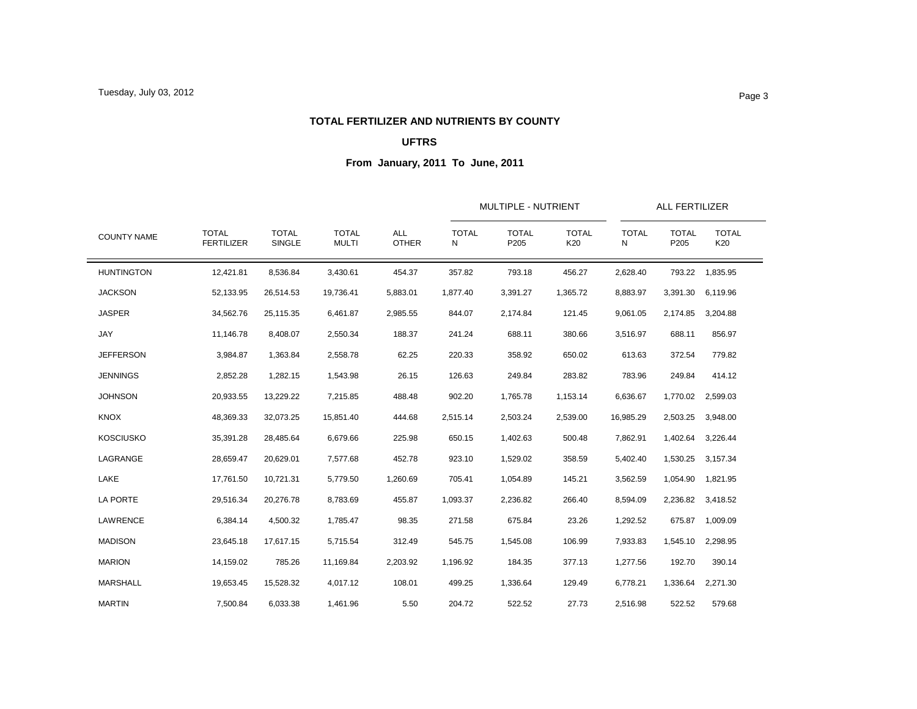Tuesday, July 03, 2012

## TOTAL FERTILIZER AND NUTRIENTS BY COUNTY

### UFTRS

### From January, 2011 To June, 2011

| | | | | | MULTIPLE - NUTRIENT | | | ALL FERTILIZER | | |
|---|---|---|---|---|---|---|---|---|---|---|
| COUNTY NAME | TOTAL FERTILIZER | TOTAL SINGLE | TOTAL MULTI | ALL OTHER | TOTAL N | TOTAL P205 | TOTAL K20 | TOTAL N | TOTAL P205 | TOTAL K20 |
| HUNTINGTON | 12,421.81 | 8,536.84 | 3,430.61 | 454.37 | 357.82 | 793.18 | 456.27 | 2,628.40 | 793.22 | 1,835.95 |
| JACKSON | 52,133.95 | 26,514.53 | 19,736.41 | 5,883.01 | 1,877.40 | 3,391.27 | 1,365.72 | 8,883.97 | 3,391.30 | 6,119.96 |
| JASPER | 34,562.76 | 25,115.35 | 6,461.87 | 2,985.55 | 844.07 | 2,174.84 | 121.45 | 9,061.05 | 2,174.85 | 3,204.88 |
| JAY | 11,146.78 | 8,408.07 | 2,550.34 | 188.37 | 241.24 | 688.11 | 380.66 | 3,516.97 | 688.11 | 856.97 |
| JEFFERSON | 3,984.87 | 1,363.84 | 2,558.78 | 62.25 | 220.33 | 358.92 | 650.02 | 613.63 | 372.54 | 779.82 |
| JENNINGS | 2,852.28 | 1,282.15 | 1,543.98 | 26.15 | 126.63 | 249.84 | 283.82 | 783.96 | 249.84 | 414.12 |
| JOHNSON | 20,933.55 | 13,229.22 | 7,215.85 | 488.48 | 902.20 | 1,765.78 | 1,153.14 | 6,636.67 | 1,770.02 | 2,599.03 |
| KNOX | 48,369.33 | 32,073.25 | 15,851.40 | 444.68 | 2,515.14 | 2,503.24 | 2,539.00 | 16,985.29 | 2,503.25 | 3,948.00 |
| KOSCIUSKO | 35,391.28 | 28,485.64 | 6,679.66 | 225.98 | 650.15 | 1,402.63 | 500.48 | 7,862.91 | 1,402.64 | 3,226.44 |
| LAGRANGE | 28,659.47 | 20,629.01 | 7,577.68 | 452.78 | 923.10 | 1,529.02 | 358.59 | 5,402.40 | 1,530.25 | 3,157.34 |
| LAKE | 17,761.50 | 10,721.31 | 5,779.50 | 1,260.69 | 705.41 | 1,054.89 | 145.21 | 3,562.59 | 1,054.90 | 1,821.95 |
| LA PORTE | 29,516.34 | 20,276.78 | 8,783.69 | 455.87 | 1,093.37 | 2,236.82 | 266.40 | 8,594.09 | 2,236.82 | 3,418.52 |
| LAWRENCE | 6,384.14 | 4,500.32 | 1,785.47 | 98.35 | 271.58 | 675.84 | 23.26 | 1,292.52 | 675.87 | 1,009.09 |
| MADISON | 23,645.18 | 17,617.15 | 5,715.54 | 312.49 | 545.75 | 1,545.08 | 106.99 | 7,933.83 | 1,545.10 | 2,298.95 |
| MARION | 14,159.02 | 785.26 | 11,169.84 | 2,203.92 | 1,196.92 | 184.35 | 377.13 | 1,277.56 | 192.70 | 390.14 |
| MARSHALL | 19,653.45 | 15,528.32 | 4,017.12 | 108.01 | 499.25 | 1,336.64 | 129.49 | 6,778.21 | 1,336.64 | 2,271.30 |
| MARTIN | 7,500.84 | 6,033.38 | 1,461.96 | 5.50 | 204.72 | 522.52 | 27.73 | 2,516.98 | 522.52 | 579.68 |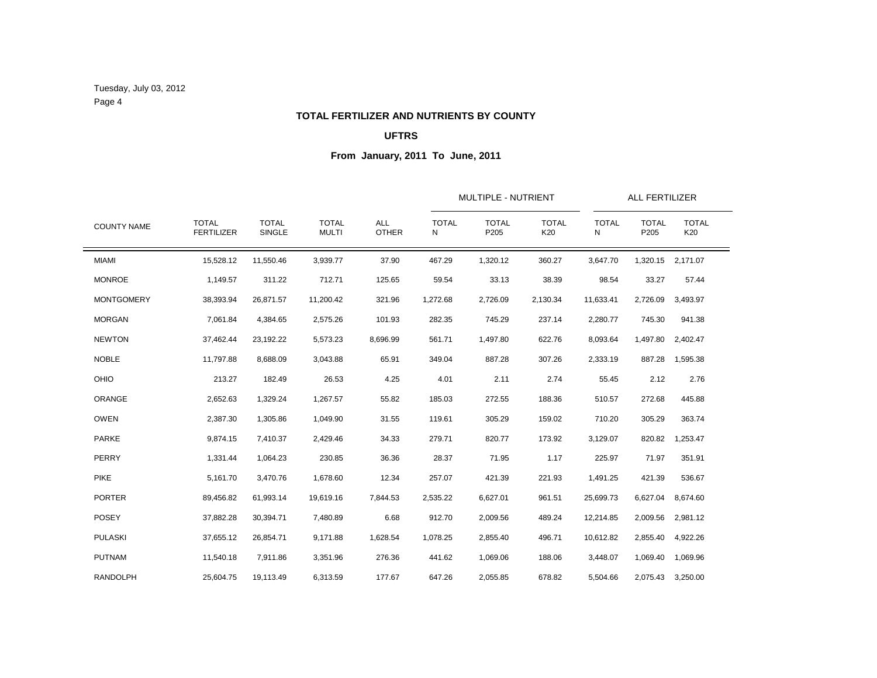## TOTAL FERTILIZER AND NUTRIENTS BY COUNTY

### UFTRS

### From January, 2011 To June, 2011

| COUNTY NAME | TOTAL FERTILIZER | TOTAL SINGLE | TOTAL MULTI | ALL OTHER | MULTIPLE - NUTRIENT | | | ALL FERTILIZER | | |
|---|---|---|---|---|---|---|---|---|---|---|
| | | | | | TOTAL N | TOTAL P205 | TOTAL K20 | TOTAL N | TOTAL P205 | TOTAL K20 |
| MIAMI | 15,528.12 | 11,550.46 | 3,939.77 | 37.90 | 467.29 | 1,320.12 | 360.27 | 3,647.70 | 1,320.15 | 2,171.07 |
| MONROE | 1,149.57 | 311.22 | 712.71 | 125.65 | 59.54 | 33.13 | 38.39 | 98.54 | 33.27 | 57.44 |
| MONTGOMERY | 38,393.94 | 26,871.57 | 11,200.42 | 321.96 | 1,272.68 | 2,726.09 | 2,130.34 | 11,633.41 | 2,726.09 | 3,493.97 |
| MORGAN | 7,061.84 | 4,384.65 | 2,575.26 | 101.93 | 282.35 | 745.29 | 237.14 | 2,280.77 | 745.30 | 941.38 |
| NEWTON | 37,462.44 | 23,192.22 | 5,573.23 | 8,696.99 | 561.71 | 1,497.80 | 622.76 | 8,093.64 | 1,497.80 | 2,402.47 |
| NOBLE | 11,797.88 | 8,688.09 | 3,043.88 | 65.91 | 349.04 | 887.28 | 307.26 | 2,333.19 | 887.28 | 1,595.38 |
| OHIO | 213.27 | 182.49 | 26.53 | 4.25 | 4.01 | 2.11 | 2.74 | 55.45 | 2.12 | 2.76 |
| ORANGE | 2,652.63 | 1,329.24 | 1,267.57 | 55.82 | 185.03 | 272.55 | 188.36 | 510.57 | 272.68 | 445.88 |
| OWEN | 2,387.30 | 1,305.86 | 1,049.90 | 31.55 | 119.61 | 305.29 | 159.02 | 710.20 | 305.29 | 363.74 |
| PARKE | 9,874.15 | 7,410.37 | 2,429.46 | 34.33 | 279.71 | 820.77 | 173.92 | 3,129.07 | 820.82 | 1,253.47 |
| PERRY | 1,331.44 | 1,064.23 | 230.85 | 36.36 | 28.37 | 71.95 | 1.17 | 225.97 | 71.97 | 351.91 |
| PIKE | 5,161.70 | 3,470.76 | 1,678.60 | 12.34 | 257.07 | 421.39 | 221.93 | 1,491.25 | 421.39 | 536.67 |
| PORTER | 89,456.82 | 61,993.14 | 19,619.16 | 7,844.53 | 2,535.22 | 6,627.01 | 961.51 | 25,699.73 | 6,627.04 | 8,674.60 |
| POSEY | 37,882.28 | 30,394.71 | 7,480.89 | 6.68 | 912.70 | 2,009.56 | 489.24 | 12,214.85 | 2,009.56 | 2,981.12 |
| PULASKI | 37,655.12 | 26,854.71 | 9,171.88 | 1,628.54 | 1,078.25 | 2,855.40 | 496.71 | 10,612.82 | 2,855.40 | 4,922.26 |
| PUTNAM | 11,540.18 | 7,911.86 | 3,351.96 | 276.36 | 441.62 | 1,069.06 | 188.06 | 3,448.07 | 1,069.40 | 1,069.96 |
| RANDOLPH | 25,604.75 | 19,113.49 | 6,313.59 | 177.67 | 647.26 | 2,055.85 | 678.82 | 5,504.66 | 2,075.43 | 3,250.00 |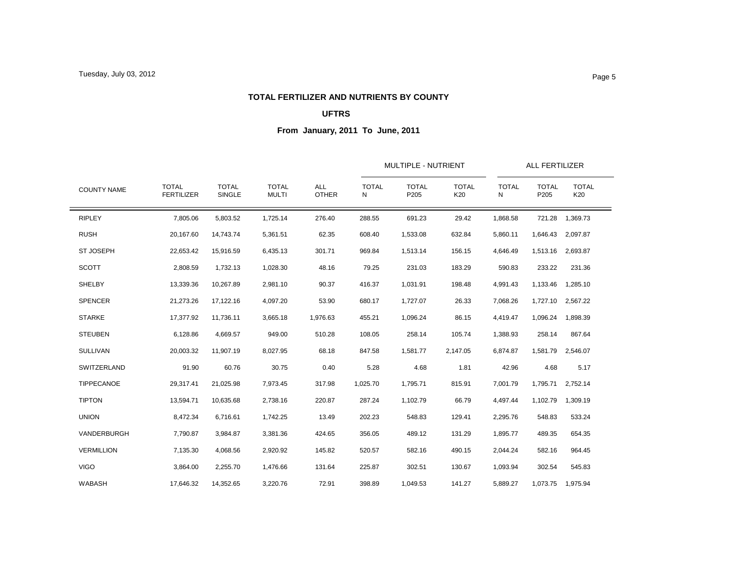**TOTAL FERTILIZER AND NUTRIENTS BY COUNTY**

**UFTRS**

**From January, 2011 To June, 2011**

| COUNTY NAME | TOTAL FERTILIZER | TOTAL SINGLE | TOTAL MULTI | ALL OTHER | MULTIPLE - NUTRIENT | | | ALL FERTILIZER | | |
|---|---|---|---|---|---|---|---|---|---|---|
| | | | | | TOTAL N | TOTAL P205 | TOTAL K20 | TOTAL N | TOTAL P205 | TOTAL K20 |
| RIPLEY | 7,805.06 | 5,803.52 | 1,725.14 | 276.40 | 288.55 | 691.23 | 29.42 | 1,868.58 | 721.28 | 1,369.73 |
| RUSH | 20,167.60 | 14,743.74 | 5,361.51 | 62.35 | 608.40 | 1,533.08 | 632.84 | 5,860.11 | 1,646.43 | 2,097.87 |
| ST JOSEPH | 22,653.42 | 15,916.59 | 6,435.13 | 301.71 | 969.84 | 1,513.14 | 156.15 | 4,646.49 | 1,513.16 | 2,693.87 |
| SCOTT | 2,808.59 | 1,732.13 | 1,028.30 | 48.16 | 79.25 | 231.03 | 183.29 | 590.83 | 233.22 | 231.36 |
| SHELBY | 13,339.36 | 10,267.89 | 2,981.10 | 90.37 | 416.37 | 1,031.91 | 198.48 | 4,991.43 | 1,133.46 | 1,285.10 |
| SPENCER | 21,273.26 | 17,122.16 | 4,097.20 | 53.90 | 680.17 | 1,727.07 | 26.33 | 7,068.26 | 1,727.10 | 2,567.22 |
| STARKE | 17,377.92 | 11,736.11 | 3,665.18 | 1,976.63 | 455.21 | 1,096.24 | 86.15 | 4,419.47 | 1,096.24 | 1,898.39 |
| STEUBEN | 6,128.86 | 4,669.57 | 949.00 | 510.28 | 108.05 | 258.14 | 105.74 | 1,388.93 | 258.14 | 867.64 |
| SULLIVAN | 20,003.32 | 11,907.19 | 8,027.95 | 68.18 | 847.58 | 1,581.77 | 2,147.05 | 6,874.87 | 1,581.79 | 2,546.07 |
| SWITZERLAND | 91.90 | 60.76 | 30.75 | 0.40 | 5.28 | 4.68 | 1.81 | 42.96 | 4.68 | 5.17 |
| TIPPECANOE | 29,317.41 | 21,025.98 | 7,973.45 | 317.98 | 1,025.70 | 1,795.71 | 815.91 | 7,001.79 | 1,795.71 | 2,752.14 |
| TIPTON | 13,594.71 | 10,635.68 | 2,738.16 | 220.87 | 287.24 | 1,102.79 | 66.79 | 4,497.44 | 1,102.79 | 1,309.19 |
| UNION | 8,472.34 | 6,716.61 | 1,742.25 | 13.49 | 202.23 | 548.83 | 129.41 | 2,295.76 | 548.83 | 533.24 |
| VANDERBURGH | 7,790.87 | 3,984.87 | 3,381.36 | 424.65 | 356.05 | 489.12 | 131.29 | 1,895.77 | 489.35 | 654.35 |
| VERMILLION | 7,135.30 | 4,068.56 | 2,920.92 | 145.82 | 520.57 | 582.16 | 490.15 | 2,044.24 | 582.16 | 964.45 |
| VIGO | 3,864.00 | 2,255.70 | 1,476.66 | 131.64 | 225.87 | 302.51 | 130.67 | 1,093.94 | 302.54 | 545.83 |
| WABASH | 17,646.32 | 14,352.65 | 3,220.76 | 72.91 | 398.89 | 1,049.53 | 141.27 | 5,889.27 | 1,073.75 | 1,975.94 |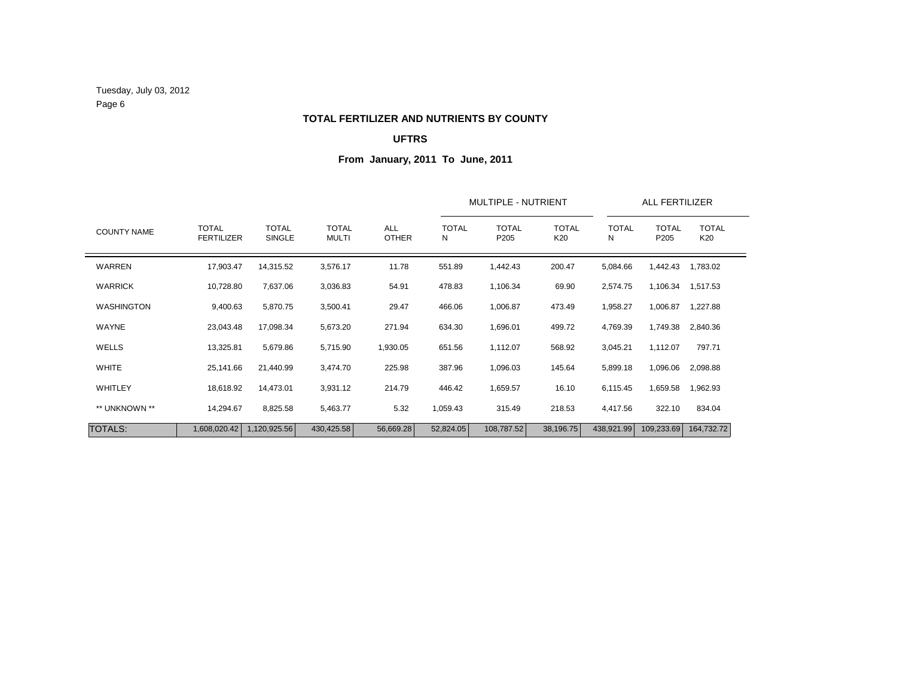Tuesday, July 03, 2012

## TOTAL FERTILIZER AND NUTRIENTS BY COUNTY

### UFTRS

### From January, 2011 To June, 2011

| COUNTY NAME | TOTAL FERTILIZER | TOTAL SINGLE | TOTAL MULTI | ALL OTHER | MULTIPLE - NUTRIENT TOTAL N | MULTIPLE - NUTRIENT TOTAL P205 | MULTIPLE - NUTRIENT TOTAL K20 | ALL FERTILIZER TOTAL N | ALL FERTILIZER TOTAL P205 | ALL FERTILIZER TOTAL K20 |
|---|---|---|---|---|---|---|---|---|---|---|
| WARREN | 17,903.47 | 14,315.52 | 3,576.17 | 11.78 | 551.89 | 1,442.43 | 200.47 | 5,084.66 | 1,442.43 | 1,783.02 |
| WARRICK | 10,728.80 | 7,637.06 | 3,036.83 | 54.91 | 478.83 | 1,106.34 | 69.90 | 2,574.75 | 1,106.34 | 1,517.53 |
| WASHINGTON | 9,400.63 | 5,870.75 | 3,500.41 | 29.47 | 466.06 | 1,006.87 | 473.49 | 1,958.27 | 1,006.87 | 1,227.88 |
| WAYNE | 23,043.48 | 17,098.34 | 5,673.20 | 271.94 | 634.30 | 1,696.01 | 499.72 | 4,769.39 | 1,749.38 | 2,840.36 |
| WELLS | 13,325.81 | 5,679.86 | 5,715.90 | 1,930.05 | 651.56 | 1,112.07 | 568.92 | 3,045.21 | 1,112.07 | 797.71 |
| WHITE | 25,141.66 | 21,440.99 | 3,474.70 | 225.98 | 387.96 | 1,096.03 | 145.64 | 5,899.18 | 1,096.06 | 2,098.88 |
| WHITLEY | 18,618.92 | 14,473.01 | 3,931.12 | 214.79 | 446.42 | 1,659.57 | 16.10 | 6,115.45 | 1,659.58 | 1,962.93 |
| ** UNKNOWN ** | 14,294.67 | 8,825.58 | 5,463.77 | 5.32 | 1,059.43 | 315.49 | 218.53 | 4,417.56 | 322.10 | 834.04 |
| TOTALS: | 1,608,020.42 | 1,120,925.56 | 430,425.58 | 56,669.28 | 52,824.05 | 108,787.52 | 38,196.75 | 438,921.99 | 109,233.69 | 164,732.72 |